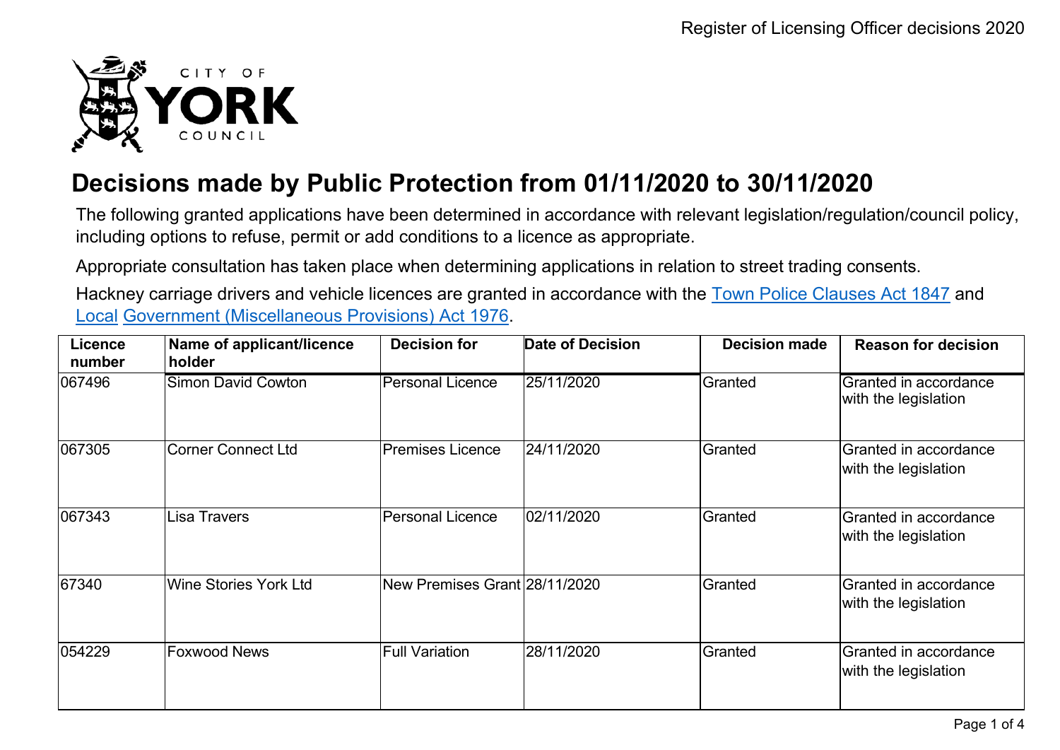CITY OF YORK COUNCIL

# Decisions made by Public Protection from 01/11/2020 to 30/11/2020

The following granted applications have been determined in accordance with relevant legislation/regulation/council policy, including options to refuse, permit or add conditions to a licence as appropriate.

Appropriate consultation has taken place when determining applications in relation to street trading consents.

Hackney carriage drivers and vehicle licences are granted in accordance with the [Town Police Clauses Act 1847](#) and [Local](#) [Government (Miscellaneous Provisions) Act 1976](#).

| Licence number | Name of applicant/licence holder | Decision for | Date of Decision | Decision made | Reason for decision |
|---|---|---|---|---|---|
| 067496 | Simon David Cowton | Personal Licence | 25/11/2020 | Granted | Granted in accordance with the legislation |
| 067305 | Corner Connect Ltd | Premises Licence | 24/11/2020 | Granted | Granted in accordance with the legislation |
| 067343 | Lisa Travers | Personal Licence | 02/11/2020 | Granted | Granted in accordance with the legislation |
| 67340 | Wine Stories York Ltd | New Premises Grant | 28/11/2020 | Granted | Granted in accordance with the legislation |
| 054229 | Foxwood News | Full Variation | 28/11/2020 | Granted | Granted in accordance with the legislation |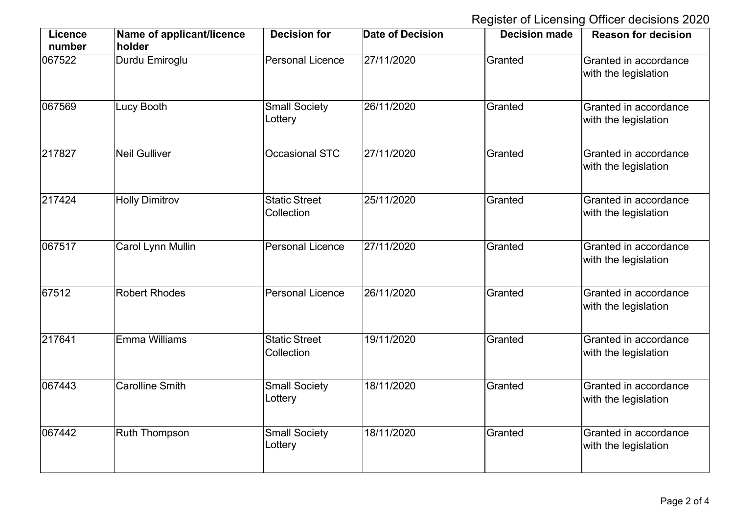Register of Licensing Officer decisions 2020

| Licence number | Name of applicant/licence holder | Decision for | Date of Decision | Decision made | Reason for decision |
|---|---|---|---|---|---|
| 067522 | Durdu Emiroglu | Personal Licence | 27/11/2020 | Granted | Granted in accordance with the legislation |
| 067569 | Lucy Booth | Small Society Lottery | 26/11/2020 | Granted | Granted in accordance with the legislation |
| 217827 | Neil Gulliver | Occasional STC | 27/11/2020 | Granted | Granted in accordance with the legislation |
| 217424 | Holly Dimitrov | Static Street Collection | 25/11/2020 | Granted | Granted in accordance with the legislation |
| 067517 | Carol Lynn Mullin | Personal Licence | 27/11/2020 | Granted | Granted in accordance with the legislation |
| 67512 | Robert Rhodes | Personal Licence | 26/11/2020 | Granted | Granted in accordance with the legislation |
| 217641 | Emma Williams | Static Street Collection | 19/11/2020 | Granted | Granted in accordance with the legislation |
| 067443 | Carolline Smith | Small Society Lottery | 18/11/2020 | Granted | Granted in accordance with the legislation |
| 067442 | Ruth Thompson | Small Society Lottery | 18/11/2020 | Granted | Granted in accordance with the legislation |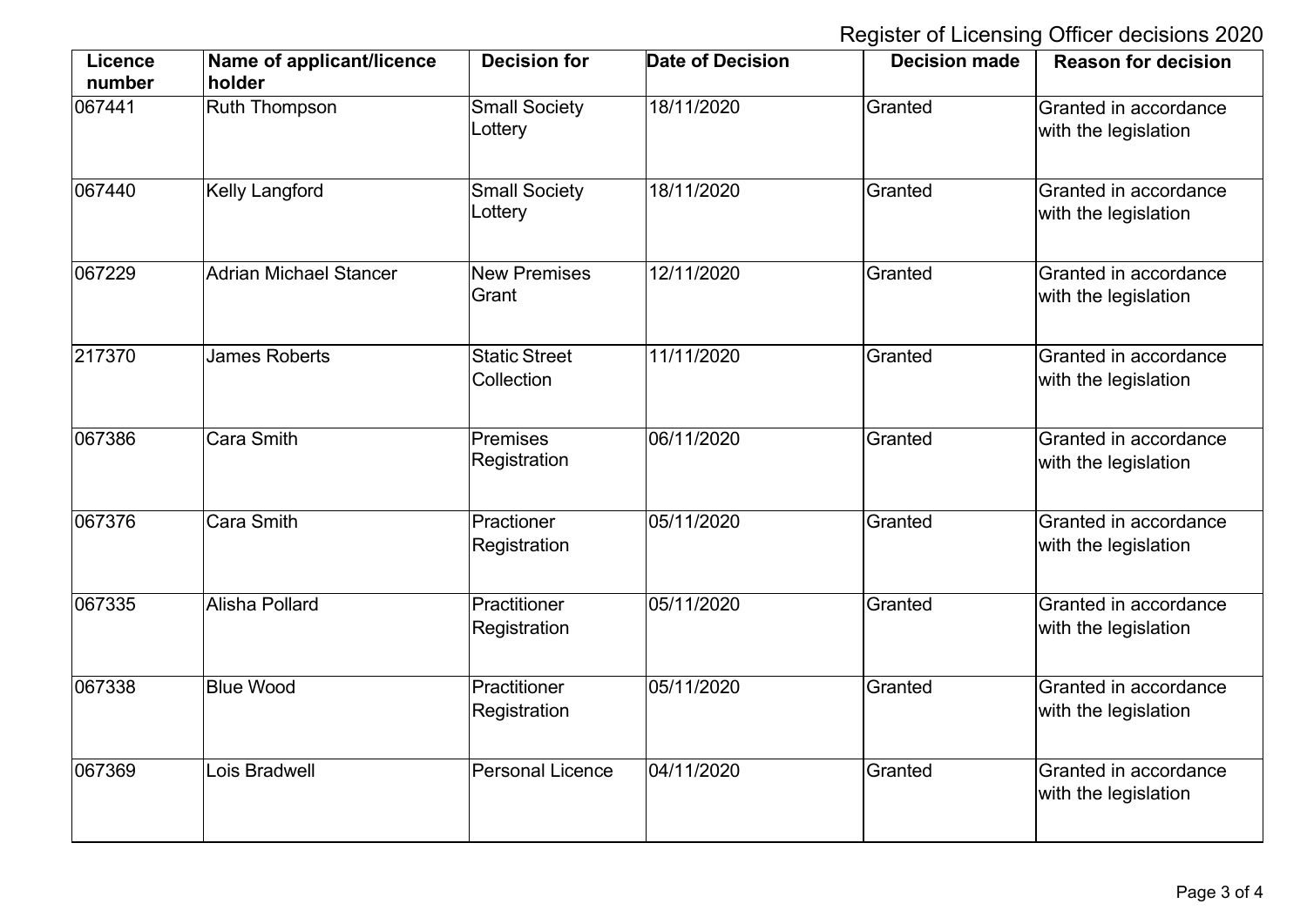Register of Licensing Officer decisions 2020

| Licence number | Name of applicant/licence holder | Decision for | Date of Decision | Decision made | Reason for decision |
|---|---|---|---|---|---|
| 067441 | Ruth Thompson | Small Society Lottery | 18/11/2020 | Granted | Granted in accordance with the legislation |
| 067440 | Kelly Langford | Small Society Lottery | 18/11/2020 | Granted | Granted in accordance with the legislation |
| 067229 | Adrian Michael Stancer | New Premises Grant | 12/11/2020 | Granted | Granted in accordance with the legislation |
| 217370 | James Roberts | Static Street Collection | 11/11/2020 | Granted | Granted in accordance with the legislation |
| 067386 | Cara Smith | Premises Registration | 06/11/2020 | Granted | Granted in accordance with the legislation |
| 067376 | Cara Smith | Practioner Registration | 05/11/2020 | Granted | Granted in accordance with the legislation |
| 067335 | Alisha Pollard | Practitioner Registration | 05/11/2020 | Granted | Granted in accordance with the legislation |
| 067338 | Blue Wood | Practitioner Registration | 05/11/2020 | Granted | Granted in accordance with the legislation |
| 067369 | Lois Bradwell | Personal Licence | 04/11/2020 | Granted | Granted in accordance with the legislation |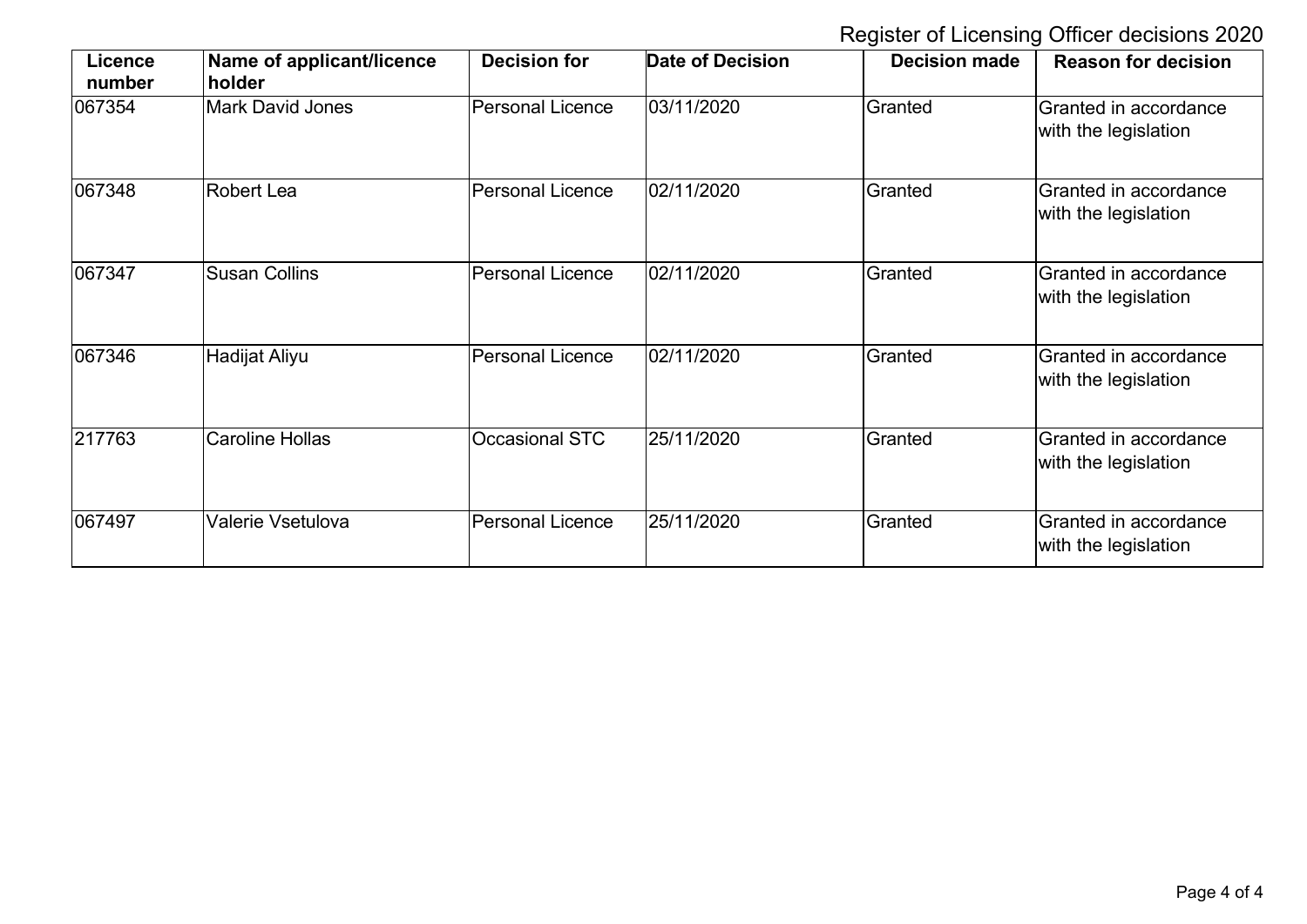Register of Licensing Officer decisions 2020

| Licence number | Name of applicant/licence holder | Decision for | Date of Decision | Decision made | Reason for decision |
|---|---|---|---|---|---|
| 067354 | Mark David Jones | Personal Licence | 03/11/2020 | Granted | Granted in accordance with the legislation |
| 067348 | Robert Lea | Personal Licence | 02/11/2020 | Granted | Granted in accordance with the legislation |
| 067347 | Susan Collins | Personal Licence | 02/11/2020 | Granted | Granted in accordance with the legislation |
| 067346 | Hadijat Aliyu | Personal Licence | 02/11/2020 | Granted | Granted in accordance with the legislation |
| 217763 | Caroline Hollas | Occasional STC | 25/11/2020 | Granted | Granted in accordance with the legislation |
| 067497 | Valerie Vsetulova | Personal Licence | 25/11/2020 | Granted | Granted in accordance with the legislation |